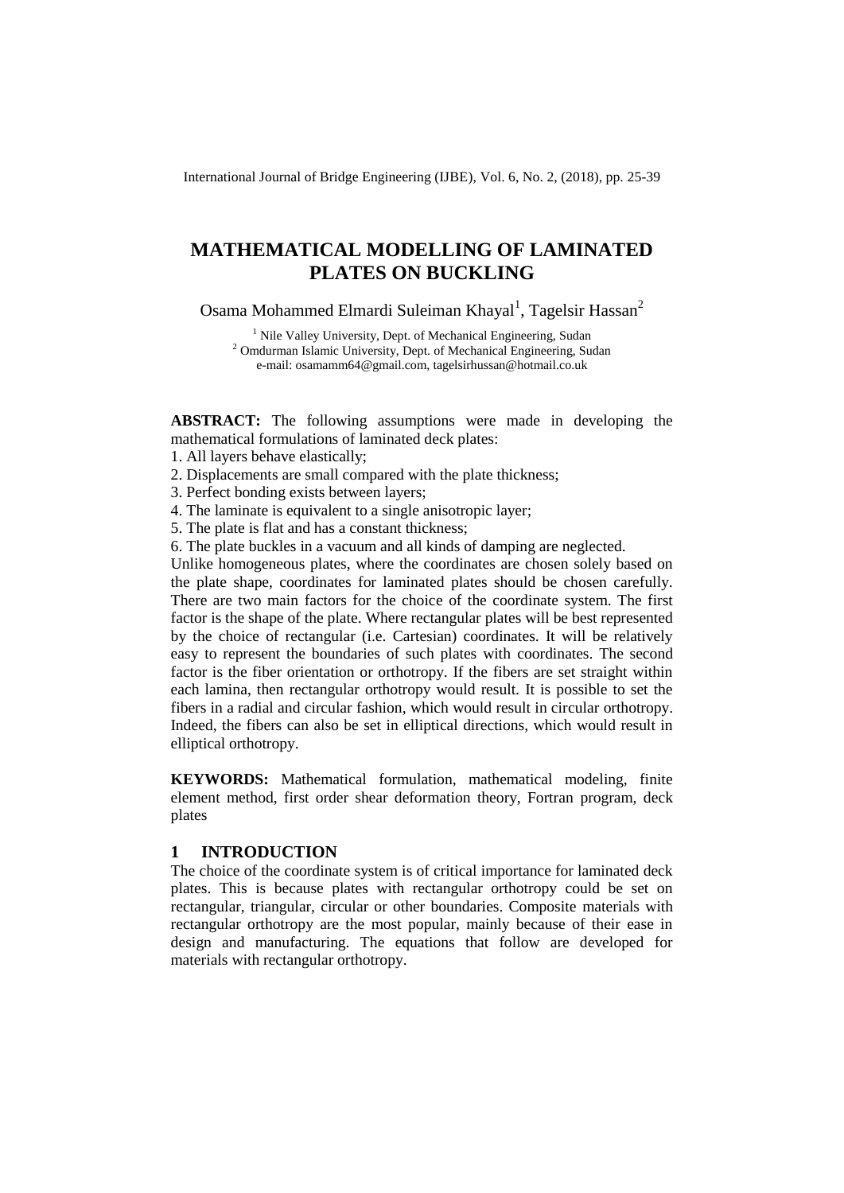# MATHEMATICAL MODELLING OF LAMINATED PLATES ON BUCKLING

Osama Mohammed Elmardi Suleiman Khayal[1], Tagelsir Hassan[2]

[1] Nile Valley University, Dept. of Mechanical Engineering, Sudan
[2] Omdurman Islamic University, Dept. of Mechanical Engineering, Sudan
e-mail: osamamm64@gmail.com, tagelsirhussan@hotmail.co.uk

**ABSTRACT:** The following assumptions were made in developing the mathematical formulations of laminated deck plates:

1. All layers behave elastically;
2. Displacements are small compared with the plate thickness;
3. Perfect bonding exists between layers;
4. The laminate is equivalent to a single anisotropic layer;
5. The plate is flat and has a constant thickness;
6. The plate buckles in a vacuum and all kinds of damping are neglected.

Unlike homogeneous plates, where the coordinates are chosen solely based on the plate shape, coordinates for laminated plates should be chosen carefully. There are two main factors for the choice of the coordinate system. The first factor is the shape of the plate. Where rectangular plates will be best represented by the choice of rectangular (i.e. Cartesian) coordinates. It will be relatively easy to represent the boundaries of such plates with coordinates. The second factor is the fiber orientation or orthotropy. If the fibers are set straight within each lamina, then rectangular orthotropy would result. It is possible to set the fibers in a radial and circular fashion, which would result in circular orthotropy. Indeed, the fibers can also be set in elliptical directions, which would result in elliptical orthotropy.

**KEYWORDS:** Mathematical formulation, mathematical modeling, finite element method, first order shear deformation theory, Fortran program, deck plates

## 1 INTRODUCTION

The choice of the coordinate system is of critical importance for laminated deck plates. This is because plates with rectangular orthotropy could be set on rectangular, triangular, circular or other boundaries. Composite materials with rectangular orthotropy are the most popular, mainly because of their ease in design and manufacturing. The equations that follow are developed for materials with rectangular orthotropy.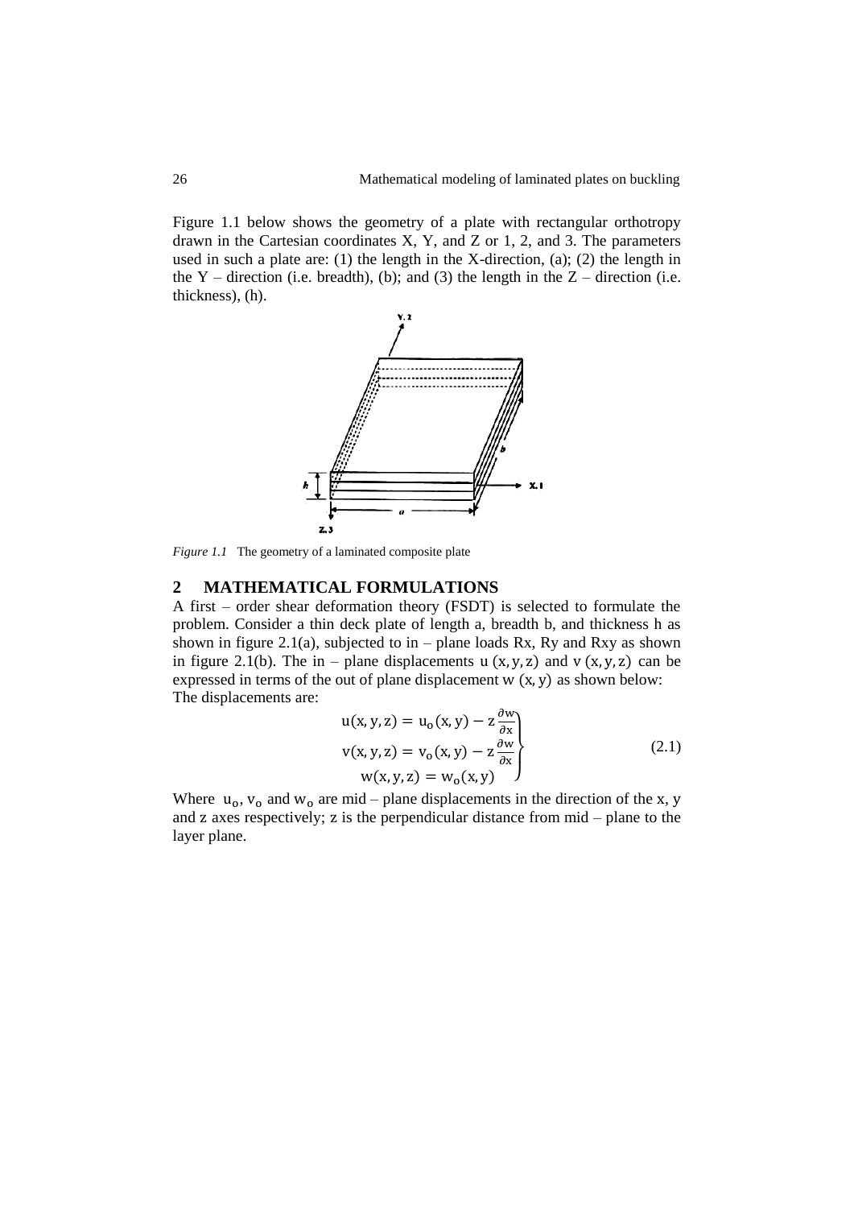Figure 1.1 below shows the geometry of a plate with rectangular orthotropy drawn in the Cartesian coordinates X, Y, and Z or 1, 2, and 3. The parameters used in such a plate are: (1) the length in the X-direction, (a); (2) the length in the Y – direction (i.e. breadth), (b); and (3) the length in the Z – direction (i.e. thickness), (h).

*Figure 1.1* The geometry of a laminated composite plate

## 2 MATHEMATICAL FORMULATIONS

A first – order shear deformation theory (FSDT) is selected to formulate the problem. Consider a thin deck plate of length a, breadth b, and thickness h as shown in figure 2.1(a), subjected to in – plane loads Rx, Ry and Rxy as shown in figure 2.1(b). The in – plane displacements $u\,(x,y,z)$ and $v\,(x,y,z)$ can be expressed in terms of the out of plane displacement $w\,(x,y)$ as shown below:
The displacements are:

$$\left.\begin{aligned} u(x,y,z) &= u_o(x,y) - z\frac{\partial w}{\partial x} \\ v(x,y,z) &= v_o(x,y) - z\frac{\partial w}{\partial x} \\ w(x,y,z) &= w_o(x,y) \end{aligned}\right\} \tag{2.1}$$

Where $u_o$, $v_o$ and $w_o$ are mid – plane displacements in the direction of the x, y and z axes respectively; z is the perpendicular distance from mid – plane to the layer plane.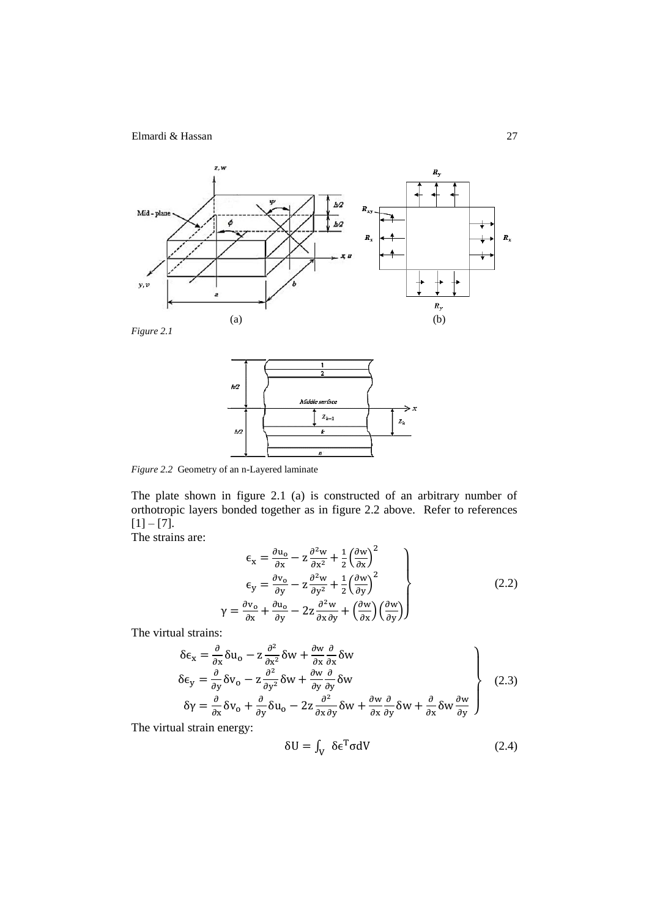(a) (b)

*Figure 2.1*

*Figure 2.2* Geometry of an n-Layered laminate

The plate shown in figure 2.1 (a) is constructed of an arbitrary number of orthotropic layers bonded together as in figure 2.2 above. Refer to references [1] – [7].

The strains are:

$$\left.\begin{aligned} \epsilon_x &= \frac{\partial u_o}{\partial x} - z\frac{\partial^2 w}{\partial x^2} + \frac{1}{2}\left(\frac{\partial w}{\partial x}\right)^2 \\ \epsilon_y &= \frac{\partial v_o}{\partial y} - z\frac{\partial^2 w}{\partial y^2} + \frac{1}{2}\left(\frac{\partial w}{\partial y}\right)^2 \\ \gamma &= \frac{\partial v_o}{\partial x} + \frac{\partial u_o}{\partial y} - 2z\frac{\partial^2 w}{\partial x \partial y} + \left(\frac{\partial w}{\partial x}\right)\left(\frac{\partial w}{\partial y}\right) \end{aligned}\right\} \tag{2.2}$$

The virtual strains:

$$\left.\begin{aligned} \delta\epsilon_x &= \frac{\partial}{\partial x}\delta u_o - z\frac{\partial^2}{\partial x^2}\delta w + \frac{\partial w}{\partial x}\frac{\partial}{\partial x}\delta w \\ \delta\epsilon_y &= \frac{\partial}{\partial y}\delta v_o - z\frac{\partial^2}{\partial y^2}\delta w + \frac{\partial w}{\partial y}\frac{\partial}{\partial y}\delta w \\ \delta\gamma &= \frac{\partial}{\partial x}\delta v_o + \frac{\partial}{\partial y}\delta u_o - 2z\frac{\partial^2}{\partial x \partial y}\delta w + \frac{\partial w}{\partial x}\frac{\partial}{\partial y}\delta w + \frac{\partial}{\partial x}\delta w\frac{\partial w}{\partial y} \end{aligned}\right\} \tag{2.3}$$

The virtual strain energy:

$$\delta U = \int_V \delta\epsilon^T \sigma dV \tag{2.4}$$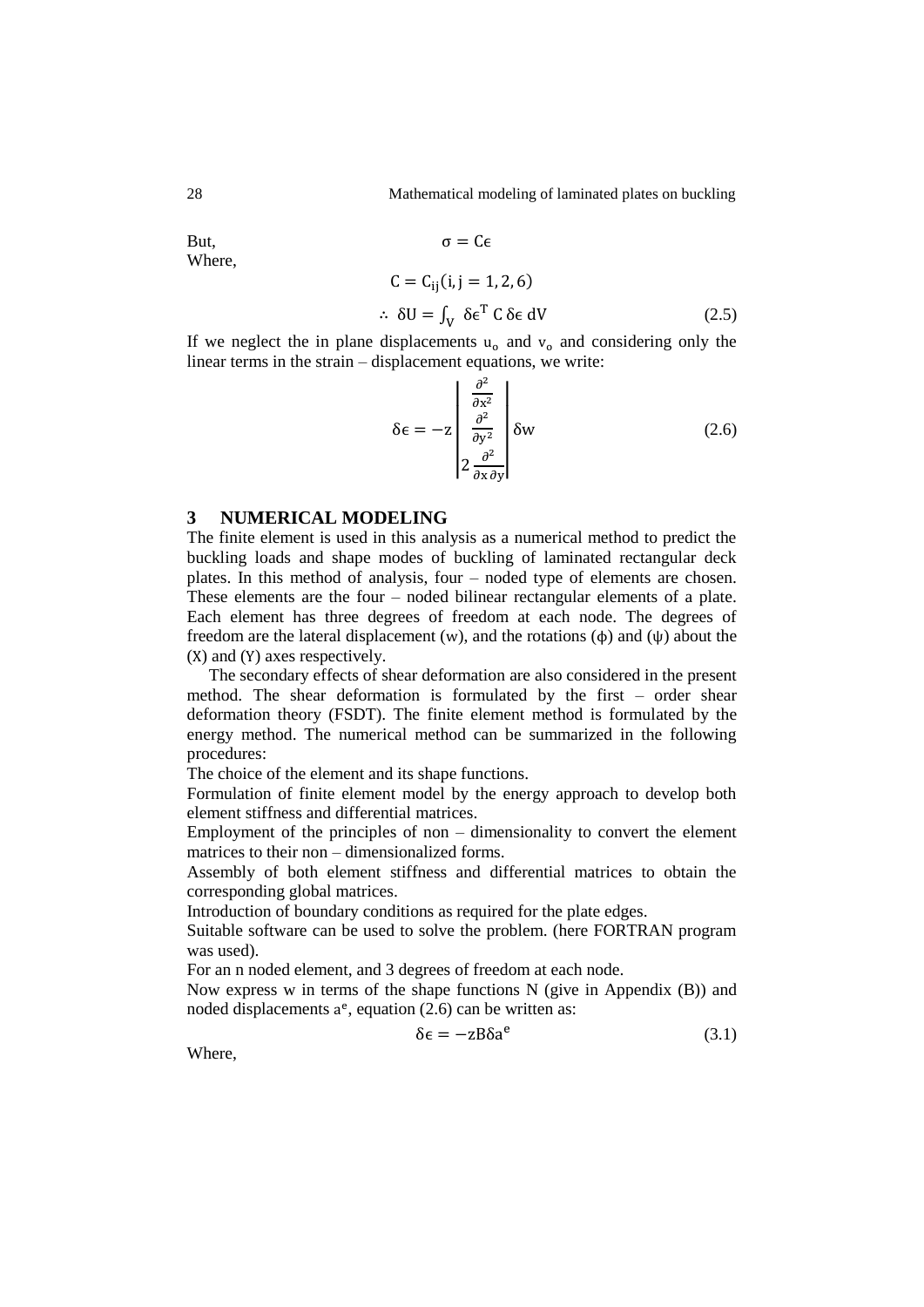But, $\sigma = C\epsilon$

Where,

$$C = C_{ij}(i, j = 1, 2, 6)$$

$$\therefore \ \delta U = \int_V \ \delta\epsilon^T \ C \ \delta\epsilon \ dV \tag{2.5}$$

If we neglect the in plane displacements $u_o$ and $v_o$ and considering only the linear terms in the strain – displacement equations, we write:

$$\delta\epsilon = -z \begin{vmatrix} \frac{\partial^2}{\partial x^2} \\ \frac{\partial^2}{\partial y^2} \\ 2\,\frac{\partial^2}{\partial x\,\partial y} \end{vmatrix} \delta w \tag{2.6}$$

## 3 NUMERICAL MODELING

The finite element is used in this analysis as a numerical method to predict the buckling loads and shape modes of buckling of laminated rectangular deck plates. In this method of analysis, four – noded type of elements are chosen. These elements are the four – noded bilinear rectangular elements of a plate. Each element has three degrees of freedom at each node. The degrees of freedom are the lateral displacement (w), and the rotations ($\phi$) and ($\psi$) about the (X) and (Y) axes respectively.

The secondary effects of shear deformation are also considered in the present method. The shear deformation is formulated by the first – order shear deformation theory (FSDT). The finite element method is formulated by the energy method. The numerical method can be summarized in the following procedures:

The choice of the element and its shape functions.

Formulation of finite element model by the energy approach to develop both element stiffness and differential matrices.

Employment of the principles of non – dimensionality to convert the element matrices to their non – dimensionalized forms.

Assembly of both element stiffness and differential matrices to obtain the corresponding global matrices.

Introduction of boundary conditions as required for the plate edges.

Suitable software can be used to solve the problem. (here FORTRAN program was used).

For an n noded element, and 3 degrees of freedom at each node.

Now express w in terms of the shape functions N (give in Appendix (B)) and noded displacements $a^e$, equation (2.6) can be written as:

$$\delta\epsilon = -zB\delta a^e \tag{3.1}$$

Where,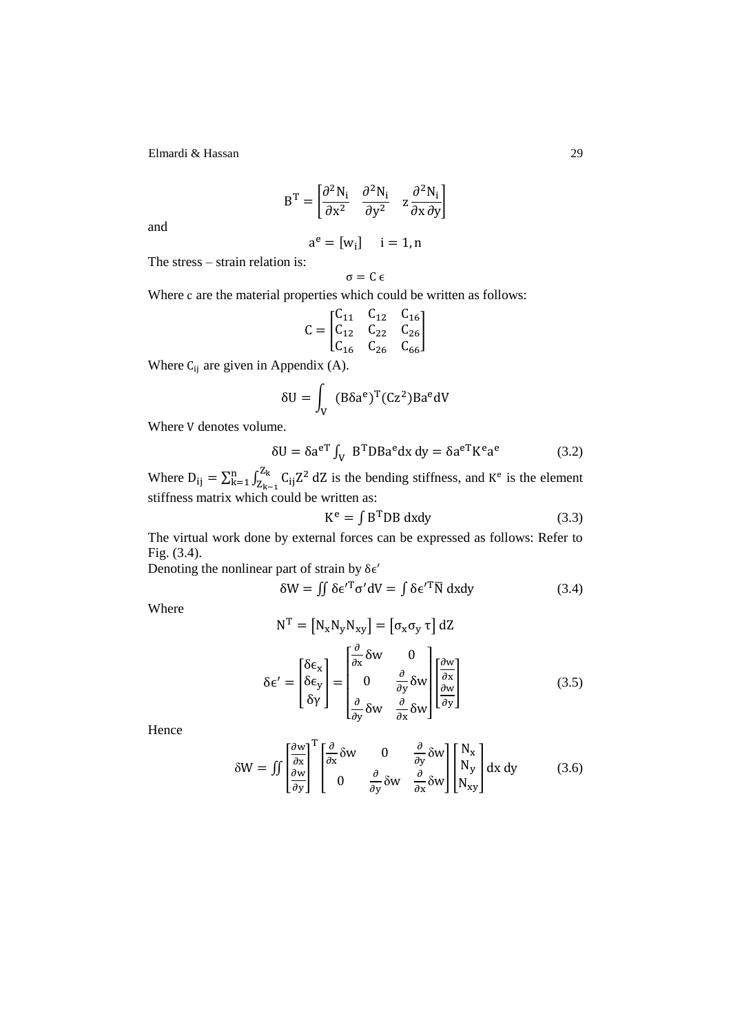$$B^T = \left[\frac{\partial^2 N_i}{\partial x^2} \quad \frac{\partial^2 N_i}{\partial y^2} \quad z\frac{\partial^2 N_i}{\partial x\,\partial y}\right]$$

and

$$a^e = [w_i] \quad i = 1, n$$

The stress – strain relation is:

$$\sigma = C\,\epsilon$$

Where c are the material properties which could be written as follows:

$$C = \begin{bmatrix} C_{11} & C_{12} & C_{16} \\ C_{12} & C_{22} & C_{26} \\ C_{16} & C_{26} & C_{66} \end{bmatrix}$$

Where $C_{ij}$ are given in Appendix (A).

$$\delta U = \int_V (B\delta a^e)^T (Cz^2) B a^e dV$$

Where V denotes volume.

$$\delta U = \delta a^{eT} \int_V B^T D B a^e dx\,dy = \delta a^{eT} K^e a^e \tag{3.2}$$

Where $D_{ij} = \sum_{k=1}^{n} \int_{Z_{k-1}}^{Z_k} C_{ij} Z^2\, dZ$ is the bending stiffness, and $K^e$ is the element stiffness matrix which could be written as:

$$K^e = \int B^T D B\, dxdy \tag{3.3}$$

The virtual work done by external forces can be expressed as follows: Refer to Fig. (3.4).

Denoting the nonlinear part of strain by $\delta\epsilon'$

$$\delta W = \iint \delta\epsilon'^T \sigma' dV = \int \delta\epsilon'^T \overline{N}\, dxdy \tag{3.4}$$

Where

$$N^T = [N_x N_y N_{xy}] = [\sigma_x \sigma_y\, \tau]\, dZ$$

$$\delta\epsilon' = \begin{bmatrix} \delta\epsilon_x \\ \delta\epsilon_y \\ \delta\gamma \end{bmatrix} = \begin{bmatrix} \frac{\partial}{\partial x}\delta w & 0 \\ 0 & \frac{\partial}{\partial y}\delta w \\ \frac{\partial}{\partial y}\delta w & \frac{\partial}{\partial x}\delta w \end{bmatrix} \begin{bmatrix} \frac{\partial w}{\partial x} \\ \frac{\partial w}{\partial y} \end{bmatrix} \tag{3.5}$$

Hence

$$\delta W = \iint \begin{bmatrix} \frac{\partial w}{\partial x} \\ \frac{\partial w}{\partial y} \end{bmatrix}^T \begin{bmatrix} \frac{\partial}{\partial x}\delta w & 0 & \frac{\partial}{\partial y}\delta w \\ 0 & \frac{\partial}{\partial y}\delta w & \frac{\partial}{\partial x}\delta w \end{bmatrix} \begin{bmatrix} N_x \\ N_y \\ N_{xy} \end{bmatrix} dx\,dy \tag{3.6}$$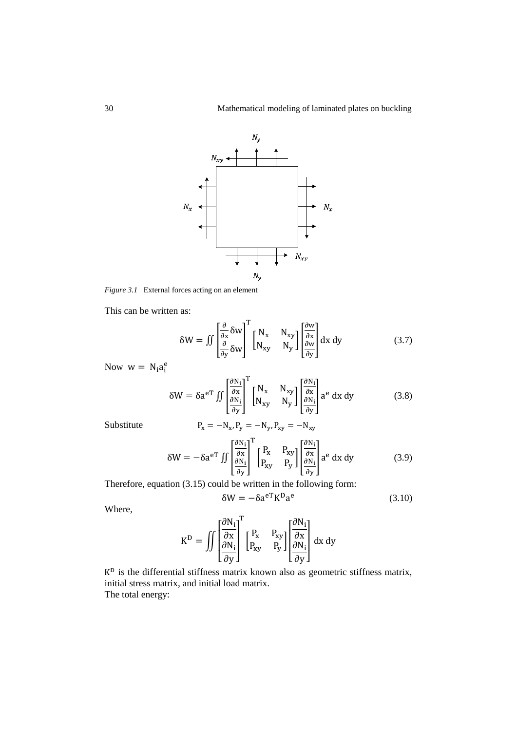*Figure 3.1* External forces acting on an element

This can be written as:

$$\delta W = \iint \begin{bmatrix} \frac{\partial}{\partial x}\delta w \\ \frac{\partial}{\partial y}\delta w \end{bmatrix}^T \begin{bmatrix} N_x & N_{xy} \\ N_{xy} & N_y \end{bmatrix} \begin{bmatrix} \frac{\partial w}{\partial x} \\ \frac{\partial w}{\partial y} \end{bmatrix} dx\, dy \tag{3.7}$$

Now $w = N_i a_i^e$

$$\delta W = \delta a^{eT} \iint \begin{bmatrix} \frac{\partial N_i}{\partial x} \\ \frac{\partial N_i}{\partial y} \end{bmatrix}^T \begin{bmatrix} N_x & N_{xy} \\ N_{xy} & N_y \end{bmatrix} \begin{bmatrix} \frac{\partial N_i}{\partial x} \\ \frac{\partial N_i}{\partial y} \end{bmatrix} a^e\, dx\, dy \tag{3.8}$$

Substitute $P_x = -N_x, P_y = -N_y, P_{xy} = -N_{xy}$

$$\delta W = -\delta a^{eT} \iint \begin{bmatrix} \frac{\partial N_i}{\partial x} \\ \frac{\partial N_i}{\partial y} \end{bmatrix}^T \begin{bmatrix} P_x & P_{xy} \\ P_{xy} & P_y \end{bmatrix} \begin{bmatrix} \frac{\partial N_i}{\partial x} \\ \frac{\partial N_i}{\partial y} \end{bmatrix} a^e\, dx\, dy \tag{3.9}$$

Therefore, equation (3.15) could be written in the following form:

$$\delta W = -\delta a^{eT} K^D a^e \tag{3.10}$$

Where,

$$K^D = \iint \begin{bmatrix} \frac{\partial N_i}{\partial x} \\ \frac{\partial N_i}{\partial y} \end{bmatrix}^T \begin{bmatrix} P_x & P_{xy} \\ P_{xy} & P_y \end{bmatrix} \begin{bmatrix} \frac{\partial N_i}{\partial x} \\ \frac{\partial N_i}{\partial y} \end{bmatrix} dx\, dy$$

$K^D$ is the differential stiffness matrix known also as geometric stiffness matrix, initial stress matrix, and initial load matrix.

The total energy: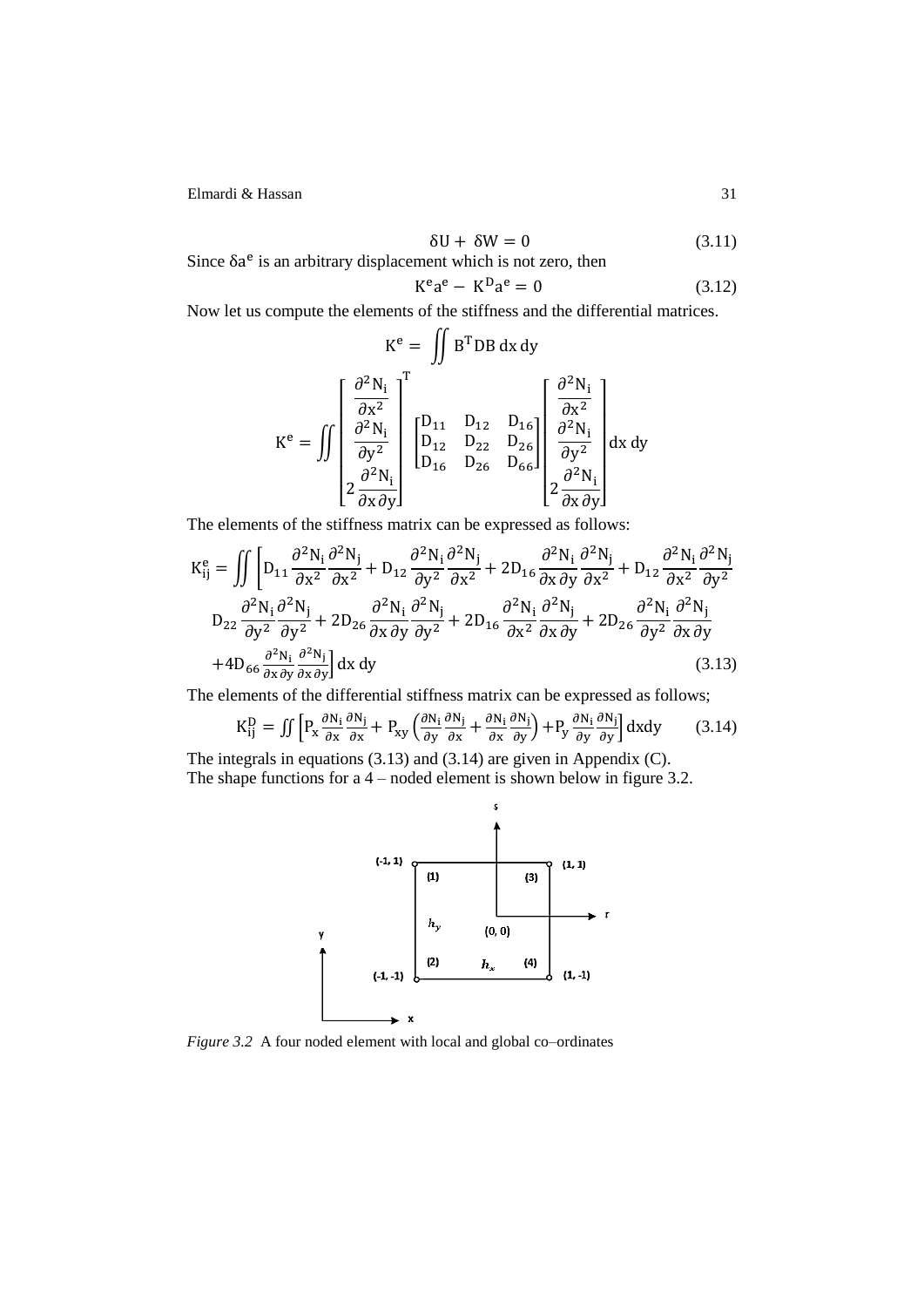$$\delta U + \delta W = 0 \tag{3.11}$$

Since $\delta a^e$ is an arbitrary displacement which is not zero, then

$$K^e a^e - K^D a^e = 0 \tag{3.12}$$

Now let us compute the elements of the stiffness and the differential matrices.

$$K^e = \iint B^T D B \, dx \, dy$$

$$K^e = \iint \begin{bmatrix} \dfrac{\partial^2 N_i}{\partial x^2} \\ \dfrac{\partial^2 N_i}{\partial y^2} \\ 2\dfrac{\partial^2 N_i}{\partial x \partial y} \end{bmatrix}^T \begin{bmatrix} D_{11} & D_{12} & D_{16} \\ D_{12} & D_{22} & D_{26} \\ D_{16} & D_{26} & D_{66} \end{bmatrix} \begin{bmatrix} \dfrac{\partial^2 N_i}{\partial x^2} \\ \dfrac{\partial^2 N_i}{\partial y^2} \\ 2\dfrac{\partial^2 N_i}{\partial x \partial y} \end{bmatrix} dx \, dy$$

The elements of the stiffness matrix can be expressed as follows:

$$K_{ij}^e = \iint \Bigg[ D_{11} \frac{\partial^2 N_i}{\partial x^2} \frac{\partial^2 N_j}{\partial x^2} + D_{12} \frac{\partial^2 N_i}{\partial y^2} \frac{\partial^2 N_j}{\partial x^2} + 2D_{16} \frac{\partial^2 N_i}{\partial x \partial y} \frac{\partial^2 N_j}{\partial x^2} + D_{12} \frac{\partial^2 N_i}{\partial x^2} \frac{\partial^2 N_j}{\partial y^2}$$

$$D_{22} \frac{\partial^2 N_i}{\partial y^2} \frac{\partial^2 N_j}{\partial y^2} + 2D_{26} \frac{\partial^2 N_i}{\partial x \partial y} \frac{\partial^2 N_j}{\partial y^2} + 2D_{16} \frac{\partial^2 N_i}{\partial x^2} \frac{\partial^2 N_j}{\partial x \partial y} + 2D_{26} \frac{\partial^2 N_i}{\partial y^2} \frac{\partial^2 N_j}{\partial x \partial y}$$

$$+ 4D_{66} \frac{\partial^2 N_i}{\partial x \partial y} \frac{\partial^2 N_j}{\partial x \partial y} \Bigg] dx \, dy \tag{3.13}$$

The elements of the differential stiffness matrix can be expressed as follows;

$$K_{ij}^D = \iint \left[ P_x \frac{\partial N_i}{\partial x} \frac{\partial N_j}{\partial x} + P_{xy} \left( \frac{\partial N_i}{\partial y} \frac{\partial N_j}{\partial x} + \frac{\partial N_i}{\partial x} \frac{\partial N_j}{\partial y} \right) + P_y \frac{\partial N_i}{\partial y} \frac{\partial N_j}{\partial y} \right] dxdy \tag{3.14}$$

The integrals in equations (3.13) and (3.14) are given in Appendix (C).
The shape functions for a 4 – noded element is shown below in figure 3.2.

*Figure 3.2* A four noded element with local and global co–ordinates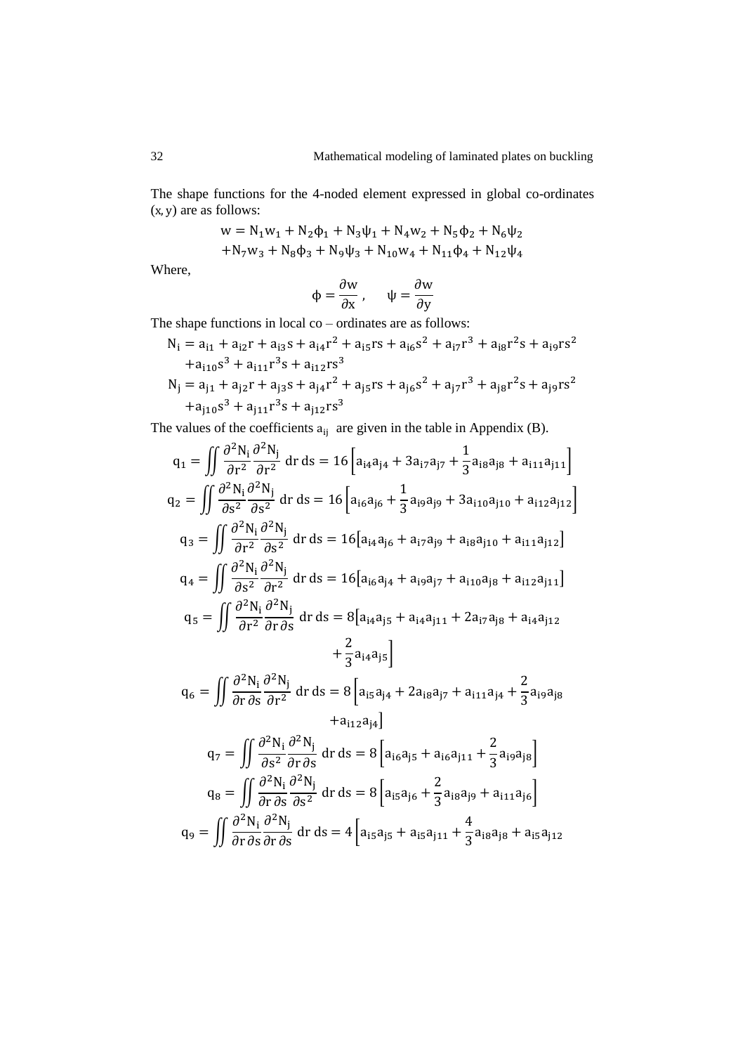The shape functions for the 4-noded element expressed in global co-ordinates $(x, y)$ are as follows:

$$w = N_1 w_1 + N_2 \phi_1 + N_3 \psi_1 + N_4 w_2 + N_5 \phi_2 + N_6 \psi_2$$
$$+ N_7 w_3 + N_8 \phi_3 + N_9 \psi_3 + N_{10} w_4 + N_{11} \phi_4 + N_{12} \psi_4$$

Where,

$$\phi = \frac{\partial w}{\partial x}, \quad \psi = \frac{\partial w}{\partial y}$$

The shape functions in local co – ordinates are as follows:

$$N_i = a_{i1} + a_{i2} r + a_{i3} s + a_{i4} r^2 + a_{i5} rs + a_{i6} s^2 + a_{i7} r^3 + a_{i8} r^2 s + a_{i9} rs^2$$
$$+ a_{i10} s^3 + a_{i11} r^3 s + a_{i12} rs^3$$

$$N_j = a_{j1} + a_{j2} r + a_{j3} s + a_{j4} r^2 + a_{j5} rs + a_{j6} s^2 + a_{j7} r^3 + a_{j8} r^2 s + a_{j9} rs^2$$
$$+ a_{j10} s^3 + a_{j11} r^3 s + a_{j12} rs^3$$

The values of the coefficients $a_{ij}$ are given in the table in Appendix (B).

$$q_1 = \iint \frac{\partial^2 N_i}{\partial r^2} \frac{\partial^2 N_j}{\partial r^2} \, dr \, ds = 16 \left[ a_{i4} a_{j4} + 3 a_{i7} a_{j7} + \frac{1}{3} a_{i8} a_{j8} + a_{i11} a_{j11} \right]$$

$$q_2 = \iint \frac{\partial^2 N_i}{\partial s^2} \frac{\partial^2 N_j}{\partial s^2} \, dr \, ds = 16 \left[ a_{i6} a_{j6} + \frac{1}{3} a_{i9} a_{j9} + 3 a_{i10} a_{j10} + a_{i12} a_{j12} \right]$$

$$q_3 = \iint \frac{\partial^2 N_i}{\partial r^2} \frac{\partial^2 N_j}{\partial s^2} \, dr \, ds = 16 \left[ a_{i4} a_{j6} + a_{i7} a_{j9} + a_{i8} a_{j10} + a_{i11} a_{j12} \right]$$

$$q_4 = \iint \frac{\partial^2 N_i}{\partial s^2} \frac{\partial^2 N_j}{\partial r^2} \, dr \, ds = 16 \left[ a_{i6} a_{j4} + a_{i9} a_{j7} + a_{i10} a_{j8} + a_{i12} a_{j11} \right]$$

$$q_5 = \iint \frac{\partial^2 N_i}{\partial r^2} \frac{\partial^2 N_j}{\partial r \, \partial s} \, dr \, ds = 8 \left[ a_{i4} a_{j5} + a_{i4} a_{j11} + 2 a_{i7} a_{j8} + a_{i4} a_{j12} + \frac{2}{3} a_{i4} a_{j5} \right]$$

$$q_6 = \iint \frac{\partial^2 N_i}{\partial r \, \partial s} \frac{\partial^2 N_j}{\partial r^2} \, dr \, ds = 8 \left[ a_{i5} a_{j4} + 2 a_{i8} a_{j7} + a_{i11} a_{j4} + \frac{2}{3} a_{i9} a_{j8} + a_{i12} a_{j4} \right]$$

$$q_7 = \iint \frac{\partial^2 N_i}{\partial s^2} \frac{\partial^2 N_j}{\partial r \, \partial s} \, dr \, ds = 8 \left[ a_{i6} a_{j5} + a_{i6} a_{j11} + \frac{2}{3} a_{i9} a_{j8} \right]$$

$$q_8 = \iint \frac{\partial^2 N_i}{\partial r \, \partial s} \frac{\partial^2 N_j}{\partial s^2} \, dr \, ds = 8 \left[ a_{i5} a_{j6} + \frac{2}{3} a_{i8} a_{j9} + a_{i11} a_{j6} \right]$$

$$q_9 = \iint \frac{\partial^2 N_i}{\partial r \, \partial s} \frac{\partial^2 N_j}{\partial r \, \partial s} \, dr \, ds = 4 \left[ a_{i5} a_{j5} + a_{i5} a_{j11} + \frac{4}{3} a_{i8} a_{j8} + a_{i5} a_{j12} \right.$$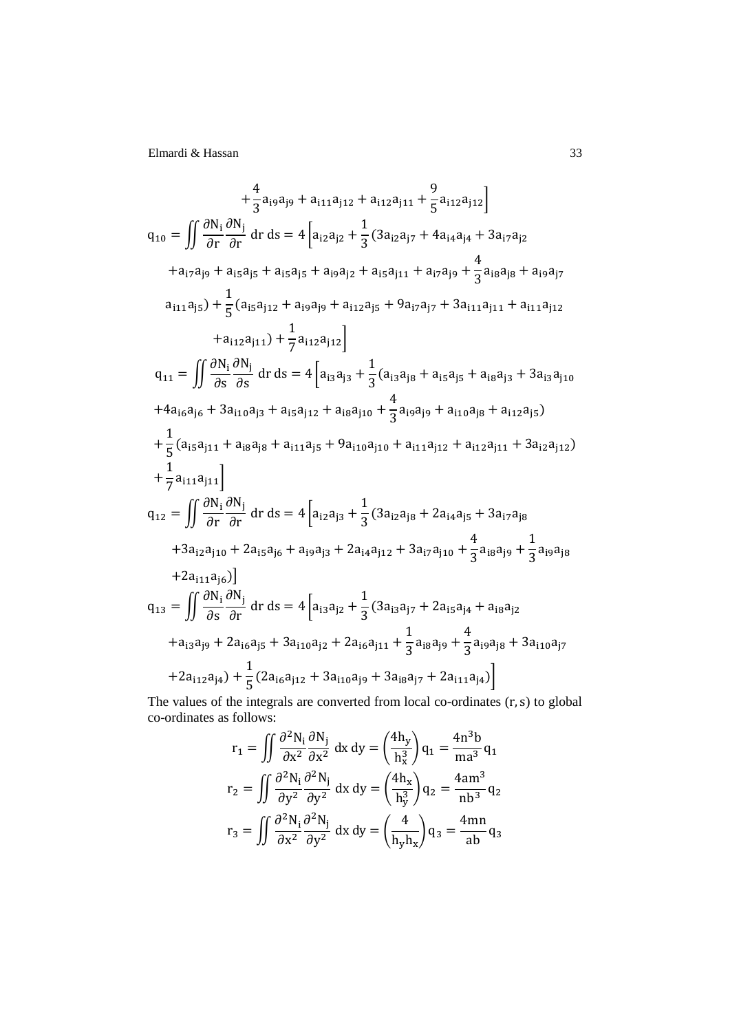$$+\frac{4}{3}a_{i9}a_{j9}+a_{i11}a_{j12}+a_{i12}a_{j11}+\frac{9}{5}a_{i12}a_{j12}\Big]$$

$$q_{10}=\iint\frac{\partial N_i}{\partial r}\frac{\partial N_j}{\partial r}\,dr\,ds=4\Big[a_{i2}a_{j2}+\frac{1}{3}(3a_{i2}a_{j7}+4a_{i4}a_{j4}+3a_{i7}a_{j2}$$

$$+a_{i7}a_{j9}+a_{i5}a_{j5}+a_{i5}a_{j5}+a_{i9}a_{j2}+a_{i5}a_{j11}+a_{i7}a_{j9}+\frac{4}{3}a_{i8}a_{j8}+a_{i9}a_{j7}$$

$$a_{i11}a_{j5})+\frac{1}{5}(a_{i5}a_{j12}+a_{i9}a_{j9}+a_{i12}a_{j5}+9a_{i7}a_{j7}+3a_{i11}a_{j11}+a_{i11}a_{j12}$$

$$+a_{i12}a_{j11})+\frac{1}{7}a_{i12}a_{j12}\Big]$$

$$q_{11}=\iint\frac{\partial N_i}{\partial s}\frac{\partial N_j}{\partial s}\,dr\,ds=4\Big[a_{i3}a_{j3}+\frac{1}{3}(a_{i3}a_{j8}+a_{i5}a_{j5}+a_{i8}a_{j3}+3a_{i3}a_{j10}$$

$$+4a_{i6}a_{j6}+3a_{i10}a_{j3}+a_{i5}a_{j12}+a_{i8}a_{j10}+\frac{4}{3}a_{i9}a_{j9}+a_{i10}a_{j8}+a_{i12}a_{j5})$$

$$+\frac{1}{5}(a_{i5}a_{j11}+a_{i8}a_{j8}+a_{i11}a_{j5}+9a_{i10}a_{j10}+a_{i11}a_{j12}+a_{i12}a_{j11}+3a_{i2}a_{j12})$$

$$+\frac{1}{7}a_{i11}a_{j11}\Big]$$

$$q_{12}=\iint\frac{\partial N_i}{\partial r}\frac{\partial N_j}{\partial r}\,dr\,ds=4\Big[a_{i2}a_{j3}+\frac{1}{3}(3a_{i2}a_{j8}+2a_{i4}a_{j5}+3a_{i7}a_{j8}$$

$$+3a_{i2}a_{j10}+2a_{i5}a_{j6}+a_{i9}a_{j3}+2a_{i4}a_{j12}+3a_{i7}a_{j10}+\frac{4}{3}a_{i8}a_{j9}+\frac{1}{3}a_{i9}a_{j8}$$

$$+2a_{i11}a_{j6})\Big]$$

$$q_{13}=\iint\frac{\partial N_i}{\partial s}\frac{\partial N_j}{\partial r}\,dr\,ds=4\Big[a_{i3}a_{j2}+\frac{1}{3}(3a_{i3}a_{j7}+2a_{i5}a_{j4}+a_{i8}a_{j2}$$

$$+a_{i3}a_{j9}+2a_{i6}a_{j5}+3a_{i10}a_{j2}+2a_{i6}a_{j11}+\frac{1}{3}a_{i8}a_{j9}+\frac{4}{3}a_{i9}a_{j8}+3a_{i10}a_{j7}$$

$$+2a_{i12}a_{j4})+\frac{1}{5}(2a_{i6}a_{j12}+3a_{i10}a_{j9}+3a_{i8}a_{j7}+2a_{i11}a_{j4})\Big]$$

The values of the integrals are converted from local co-ordinates $(r,s)$ to global co-ordinates as follows:

$$r_1=\iint\frac{\partial^2 N_i}{\partial x^2}\frac{\partial N_j}{\partial x^2}\,dx\,dy=\left(\frac{4h_y}{h_x^3}\right)q_1=\frac{4n^3b}{ma^3}q_1$$

$$r_2=\iint\frac{\partial^2 N_i}{\partial y^2}\frac{\partial^2 N_j}{\partial y^2}\,dx\,dy=\left(\frac{4h_x}{h_y^3}\right)q_2=\frac{4am^3}{nb^3}q_2$$

$$r_3=\iint\frac{\partial^2 N_i}{\partial x^2}\frac{\partial^2 N_j}{\partial y^2}\,dx\,dy=\left(\frac{4}{h_yh_x}\right)q_3=\frac{4mn}{ab}q_3$$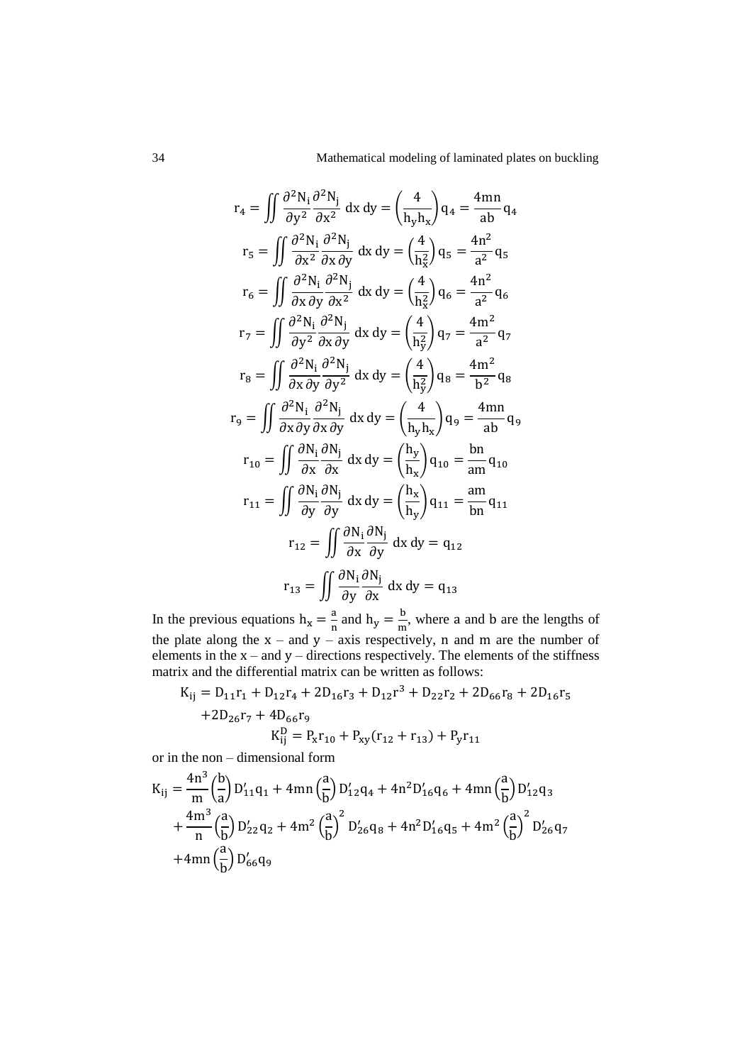$$r_4 = \iint \frac{\partial^2 N_i}{\partial y^2}\frac{\partial^2 N_j}{\partial x^2}\, dx\, dy = \left(\frac{4}{h_y h_x}\right) q_4 = \frac{4mn}{ab} q_4$$

$$r_5 = \iint \frac{\partial^2 N_i}{\partial x^2}\frac{\partial^2 N_j}{\partial x\,\partial y}\, dx\, dy = \left(\frac{4}{h_x^2}\right) q_5 = \frac{4n^2}{a^2} q_5$$

$$r_6 = \iint \frac{\partial^2 N_i}{\partial x\,\partial y}\frac{\partial^2 N_j}{\partial x^2}\, dx\, dy = \left(\frac{4}{h_x^2}\right) q_6 = \frac{4n^2}{a^2} q_6$$

$$r_7 = \iint \frac{\partial^2 N_i}{\partial y^2}\frac{\partial^2 N_j}{\partial x\,\partial y}\, dx\, dy = \left(\frac{4}{h_y^2}\right) q_7 = \frac{4m^2}{a^2} q_7$$

$$r_8 = \iint \frac{\partial^2 N_i}{\partial x\,\partial y}\frac{\partial^2 N_j}{\partial y^2}\, dx\, dy = \left(\frac{4}{h_y^2}\right) q_8 = \frac{4m^2}{b^2} q_8$$

$$r_9 = \iint \frac{\partial^2 N_i}{\partial x\,\partial y}\frac{\partial^2 N_j}{\partial x\,\partial y}\, dx\, dy = \left(\frac{4}{h_y h_x}\right) q_9 = \frac{4mn}{ab} q_9$$

$$r_{10} = \iint \frac{\partial N_i}{\partial x}\frac{\partial N_j}{\partial x}\, dx\, dy = \left(\frac{h_y}{h_x}\right) q_{10} = \frac{bn}{am} q_{10}$$

$$r_{11} = \iint \frac{\partial N_i}{\partial y}\frac{\partial N_j}{\partial y}\, dx\, dy = \left(\frac{h_x}{h_y}\right) q_{11} = \frac{am}{bn} q_{11}$$

$$r_{12} = \iint \frac{\partial N_i}{\partial x}\frac{\partial N_j}{\partial y}\, dx\, dy = q_{12}$$

$$r_{13} = \iint \frac{\partial N_i}{\partial y}\frac{\partial N_j}{\partial x}\, dx\, dy = q_{13}$$

In the previous equations $h_x = \frac{a}{n}$ and $h_y = \frac{b}{m}$, where a and b are the lengths of the plate along the x – and y – axis respectively, n and m are the number of elements in the x – and y – directions respectively. The elements of the stiffness matrix and the differential matrix can be written as follows:

$$K_{ij} = D_{11}r_1 + D_{12}r_4 + 2D_{16}r_3 + D_{12}r^3 + D_{22}r_2 + 2D_{66}r_8 + 2D_{16}r_5 + 2D_{26}r_7 + 4D_{66}r_9$$

$$K_{ij}^D = P_x r_{10} + P_{xy}(r_{12} + r_{13}) + P_y r_{11}$$

or in the non – dimensional form

$$K_{ij} = \frac{4n^3}{m}\left(\frac{b}{a}\right) D'_{11}q_1 + 4mn\left(\frac{a}{b}\right) D'_{12}q_4 + 4n^2 D'_{16}q_6 + 4mn\left(\frac{a}{b}\right) D'_{12}q_3 + \frac{4m^3}{n}\left(\frac{a}{b}\right) D'_{22}q_2 + 4m^2\left(\frac{a}{b}\right)^2 D'_{26}q_8 + 4n^2 D'_{16}q_5 + 4m^2\left(\frac{a}{b}\right)^2 D'_{26}q_7 + 4mn\left(\frac{a}{b}\right) D'_{66}q_9$$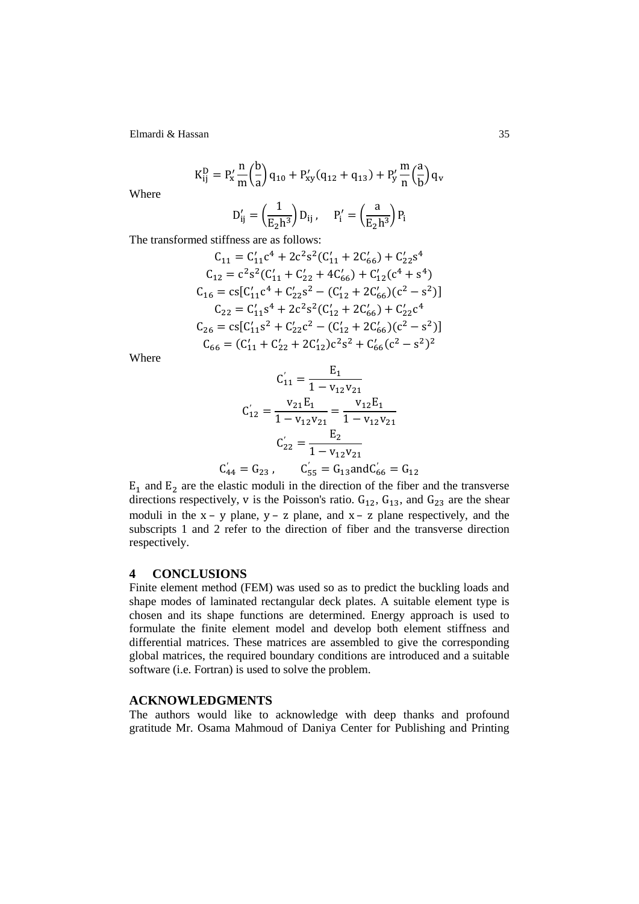$$K_{ij}^{D} = P_x' \frac{n}{m}\left(\frac{b}{a}\right) q_{10} + P_{xy}'(q_{12} + q_{13}) + P_y' \frac{m}{n}\left(\frac{a}{b}\right) q_v$$

Where

$$D_{ij}' = \left(\frac{1}{E_2 h^3}\right) D_{ij}, \quad P_i' = \left(\frac{a}{E_2 h^3}\right) P_i$$

The transformed stiffness are as follows:

$$C_{11} = C_{11}' c^4 + 2c^2 s^2 (C_{11}' + 2C_{66}') + C_{22}' s^4$$

$$C_{12} = c^2 s^2 (C_{11}' + C_{22}' + 4C_{66}') + C_{12}'(c^4 + s^4)$$

$$C_{16} = cs[C_{11}' c^4 + C_{22}' s^2 - (C_{12}' + 2C_{66}')(c^2 - s^2)]$$

$$C_{22} = C_{11}' s^4 + 2c^2 s^2 (C_{12}' + 2C_{66}') + C_{22}' c^4$$

$$C_{26} = cs[C_{11}' s^2 + C_{22}' c^2 - (C_{12}' + 2C_{66}')(c^2 - s^2)]$$

$$C_{66} = (C_{11}' + C_{22}' + 2C_{12}')c^2 s^2 + C_{66}'(c^2 - s^2)^2$$

Where

$$C_{11}^{'} = \frac{E_1}{1 - v_{12} v_{21}}$$

$$C_{12}^{'} = \frac{v_{21} E_1}{1 - v_{12} v_{21}} = \frac{v_{12} E_1}{1 - v_{12} v_{21}}$$

$$C_{22}^{'} = \frac{E_2}{1 - v_{12} v_{21}}$$

$$C_{44}^{'} = G_{23}, \qquad C_{55}^{'} = G_{13} \text{and} C_{66}^{'} = G_{12}$$

$E_1$ and $E_2$ are the elastic moduli in the direction of the fiber and the transverse directions respectively, v is the Poisson's ratio. $G_{12}$, $G_{13}$, and $G_{23}$ are the shear moduli in the $x - y$ plane, $y - z$ plane, and $x - z$ plane respectively, and the subscripts 1 and 2 refer to the direction of fiber and the transverse direction respectively.

## 4 CONCLUSIONS

Finite element method (FEM) was used so as to predict the buckling loads and shape modes of laminated rectangular deck plates. A suitable element type is chosen and its shape functions are determined. Energy approach is used to formulate the finite element model and develop both element stiffness and differential matrices. These matrices are assembled to give the corresponding global matrices, the required boundary conditions are introduced and a suitable software (i.e. Fortran) is used to solve the problem.

## ACKNOWLEDGMENTS

The authors would like to acknowledge with deep thanks and profound gratitude Mr. Osama Mahmoud of Daniya Center for Publishing and Printing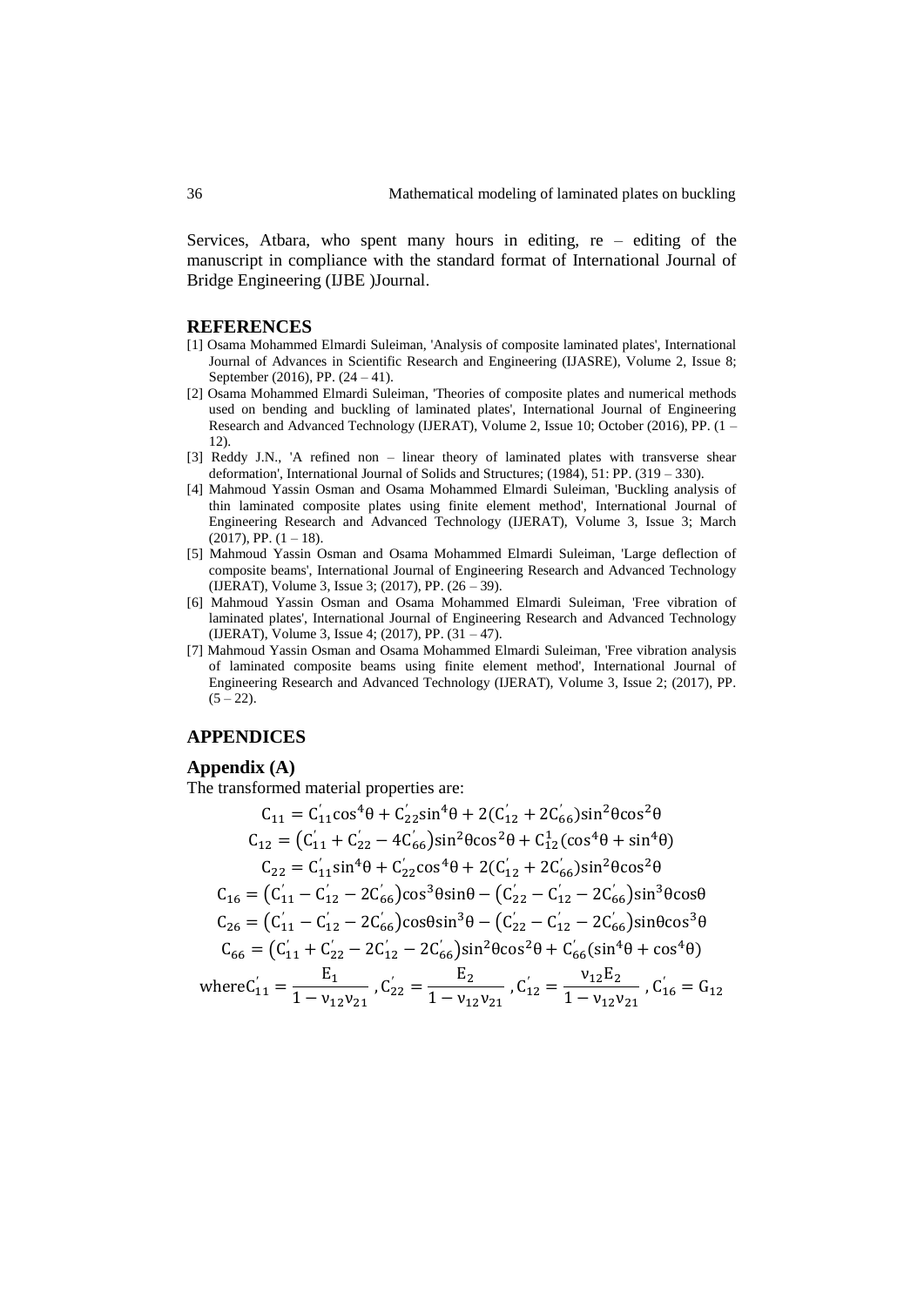Services, Atbara, who spent many hours in editing, re – editing of the manuscript in compliance with the standard format of International Journal of Bridge Engineering (IJBE )Journal.

## REFERENCES

[1] Osama Mohammed Elmardi Suleiman, 'Analysis of composite laminated plates', International Journal of Advances in Scientific Research and Engineering (IJASRE), Volume 2, Issue 8; September (2016), PP. (24 – 41).

[2] Osama Mohammed Elmardi Suleiman, 'Theories of composite plates and numerical methods used on bending and buckling of laminated plates', International Journal of Engineering Research and Advanced Technology (IJERAT), Volume 2, Issue 10; October (2016), PP. (1 – 12).

[3] Reddy J.N., 'A refined non – linear theory of laminated plates with transverse shear deformation', International Journal of Solids and Structures; (1984), 51: PP. (319 – 330).

[4] Mahmoud Yassin Osman and Osama Mohammed Elmardi Suleiman, 'Buckling analysis of thin laminated composite plates using finite element method', International Journal of Engineering Research and Advanced Technology (IJERAT), Volume 3, Issue 3; March (2017), PP. (1 – 18).

[5] Mahmoud Yassin Osman and Osama Mohammed Elmardi Suleiman, 'Large deflection of composite beams', International Journal of Engineering Research and Advanced Technology (IJERAT), Volume 3, Issue 3; (2017), PP. (26 – 39).

[6] Mahmoud Yassin Osman and Osama Mohammed Elmardi Suleiman, 'Free vibration of laminated plates', International Journal of Engineering Research and Advanced Technology (IJERAT), Volume 3, Issue 4; (2017), PP. (31 – 47).

[7] Mahmoud Yassin Osman and Osama Mohammed Elmardi Suleiman, 'Free vibration analysis of laminated composite beams using finite element method', International Journal of Engineering Research and Advanced Technology (IJERAT), Volume 3, Issue 2; (2017), PP. (5 – 22).

## APPENDICES

### Appendix (A)

The transformed material properties are:

$$C_{11} = C'_{11}\cos^4\theta + C'_{22}\sin^4\theta + 2(C'_{12} + 2C'_{66})\sin^2\theta\cos^2\theta$$

$$C_{12} = (C'_{11} + C'_{22} - 4C'_{66})\sin^2\theta\cos^2\theta + C^1_{12}(\cos^4\theta + \sin^4\theta)$$

$$C_{22} = C'_{11}\sin^4\theta + C'_{22}\cos^4\theta + 2(C'_{12} + 2C'_{66})\sin^2\theta\cos^2\theta$$

$$C_{16} = (C'_{11} - C'_{12} - 2C'_{66})\cos^3\theta\sin\theta - (C'_{22} - C'_{12} - 2C'_{66})\sin^3\theta\cos\theta$$

$$C_{26} = (C'_{11} - C'_{12} - 2C'_{66})\cos\theta\sin^3\theta - (C'_{22} - C'_{12} - 2C'_{66})\sin\theta\cos^3\theta$$

$$C_{66} = (C'_{11} + C'_{22} - 2C'_{12} - 2C'_{66})\sin^2\theta\cos^2\theta + C'_{66}(\sin^4\theta + \cos^4\theta)$$

$$\text{where} C'_{11} = \frac{E_1}{1 - \nu_{12}\nu_{21}}, C'_{22} = \frac{E_2}{1 - \nu_{12}\nu_{21}}, C'_{12} = \frac{\nu_{12}E_2}{1 - \nu_{12}\nu_{21}}, C'_{16} = G_{12}$$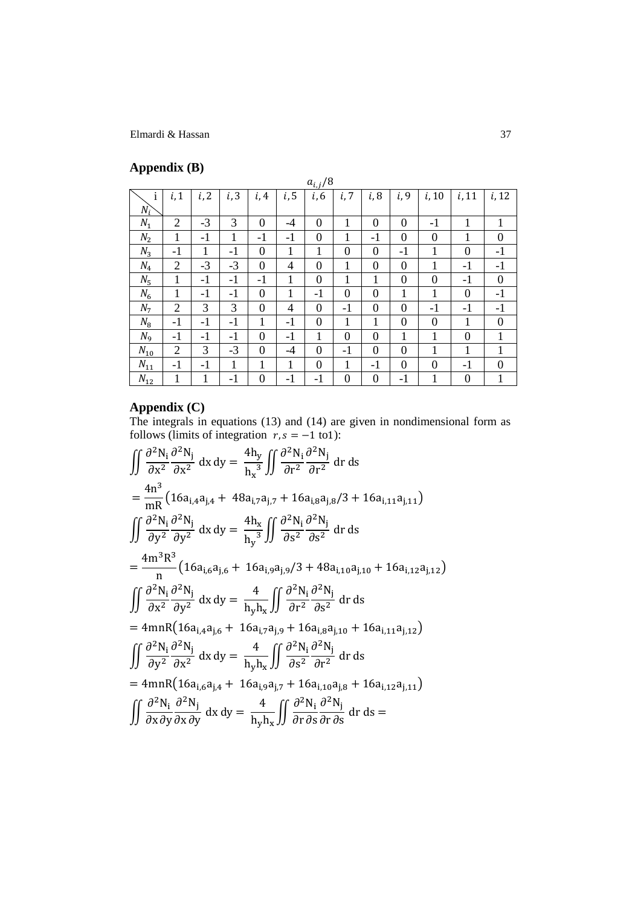## Appendix (B)

| $N_i$ \ i | $i,1$ | $i,2$ | $i,3$ | $i,4$ | $i,5$ | $i,6$ | $i,7$ | $i,8$ | $i,9$ | $i,10$ | $i,11$ | $i,12$ |
|---|---|---|---|---|---|---|---|---|---|---|---|---|
| | $a_{i,j}/8$ | | | | | | | | | | | |
| $N_1$ | 2 | -3 | 3 | 0 | -4 | 0 | 1 | 0 | 0 | -1 | 1 | 1 |
| $N_2$ | 1 | -1 | 1 | -1 | -1 | 0 | 1 | -1 | 0 | 0 | 1 | 0 |
| $N_3$ | -1 | 1 | -1 | 0 | 1 | 1 | 0 | 0 | -1 | 1 | 0 | -1 |
| $N_4$ | 2 | -3 | -3 | 0 | 4 | 0 | 1 | 0 | 0 | 1 | -1 | -1 |
| $N_5$ | 1 | -1 | -1 | -1 | 1 | 0 | 1 | 1 | 0 | 0 | -1 | 0 |
| $N_6$ | 1 | -1 | -1 | 0 | 1 | -1 | 0 | 0 | 1 | 1 | 0 | -1 |
| $N_7$ | 2 | 3 | 3 | 0 | 4 | 0 | -1 | 0 | 0 | -1 | -1 | -1 |
| $N_8$ | -1 | -1 | -1 | 1 | -1 | 0 | 1 | 1 | 0 | 0 | 1 | 0 |
| $N_9$ | -1 | -1 | -1 | 0 | -1 | 1 | 0 | 0 | 1 | 1 | 0 | 1 |
| $N_{10}$ | 2 | 3 | -3 | 0 | -4 | 0 | -1 | 0 | 0 | 1 | 1 | 1 |
| $N_{11}$ | -1 | -1 | 1 | 1 | 1 | 0 | 1 | -1 | 0 | 0 | -1 | 0 |
| $N_{12}$ | 1 | 1 | -1 | 0 | -1 | -1 | 0 | 0 | -1 | 1 | 0 | 1 |

## Appendix (C)

The integrals in equations (13) and (14) are given in nondimensional form as follows (limits of integration $r, s = -1$ to1):

$$\iint \frac{\partial^2 N_i}{\partial x^2}\frac{\partial^2 N_j}{\partial x^2}\, dx\, dy = \frac{4h_y}{{h_x}^3}\iint \frac{\partial^2 N_i}{\partial r^2}\frac{\partial^2 N_j}{\partial r^2}\, dr\, ds$$

$$= \frac{4n^3}{mR}\left(16a_{i,4}a_{j,4} + 48a_{i,7}a_{j,7} + 16a_{i,8}a_{j,8}/3 + 16a_{i,11}a_{j,11}\right)$$

$$\iint \frac{\partial^2 N_i}{\partial y^2}\frac{\partial^2 N_j}{\partial y^2}\, dx\, dy = \frac{4h_x}{{h_y}^3}\iint \frac{\partial^2 N_i}{\partial s^2}\frac{\partial^2 N_j}{\partial s^2}\, dr\, ds$$

$$= \frac{4m^3R^3}{n}\left(16a_{i,6}a_{j,6} + 16a_{i,9}a_{j,9}/3 + 48a_{i,10}a_{j,10} + 16a_{i,12}a_{j,12}\right)$$

$$\iint \frac{\partial^2 N_i}{\partial x^2}\frac{\partial^2 N_j}{\partial y^2}\, dx\, dy = \frac{4}{h_y h_x}\iint \frac{\partial^2 N_i}{\partial r^2}\frac{\partial^2 N_j}{\partial s^2}\, dr\, ds$$

$$= 4mnR\left(16a_{i,4}a_{j,6} + 16a_{i,7}a_{j,9} + 16a_{i,8}a_{j,10} + 16a_{i,11}a_{j,12}\right)$$

$$\iint \frac{\partial^2 N_i}{\partial y^2}\frac{\partial^2 N_j}{\partial x^2}\, dx\, dy = \frac{4}{h_y h_x}\iint \frac{\partial^2 N_i}{\partial s^2}\frac{\partial^2 N_j}{\partial r^2}\, dr\, ds$$

$$= 4mnR\left(16a_{i,6}a_{j,4} + 16a_{i,9}a_{j,7} + 16a_{i,10}a_{j,8} + 16a_{i,12}a_{j,11}\right)$$

$$\iint \frac{\partial^2 N_i}{\partial x\,\partial y}\frac{\partial^2 N_j}{\partial x\,\partial y}\, dx\, dy = \frac{4}{h_y h_x}\iint \frac{\partial^2 N_i}{\partial r\,\partial s}\frac{\partial^2 N_j}{\partial r\,\partial s}\, dr\, ds =$$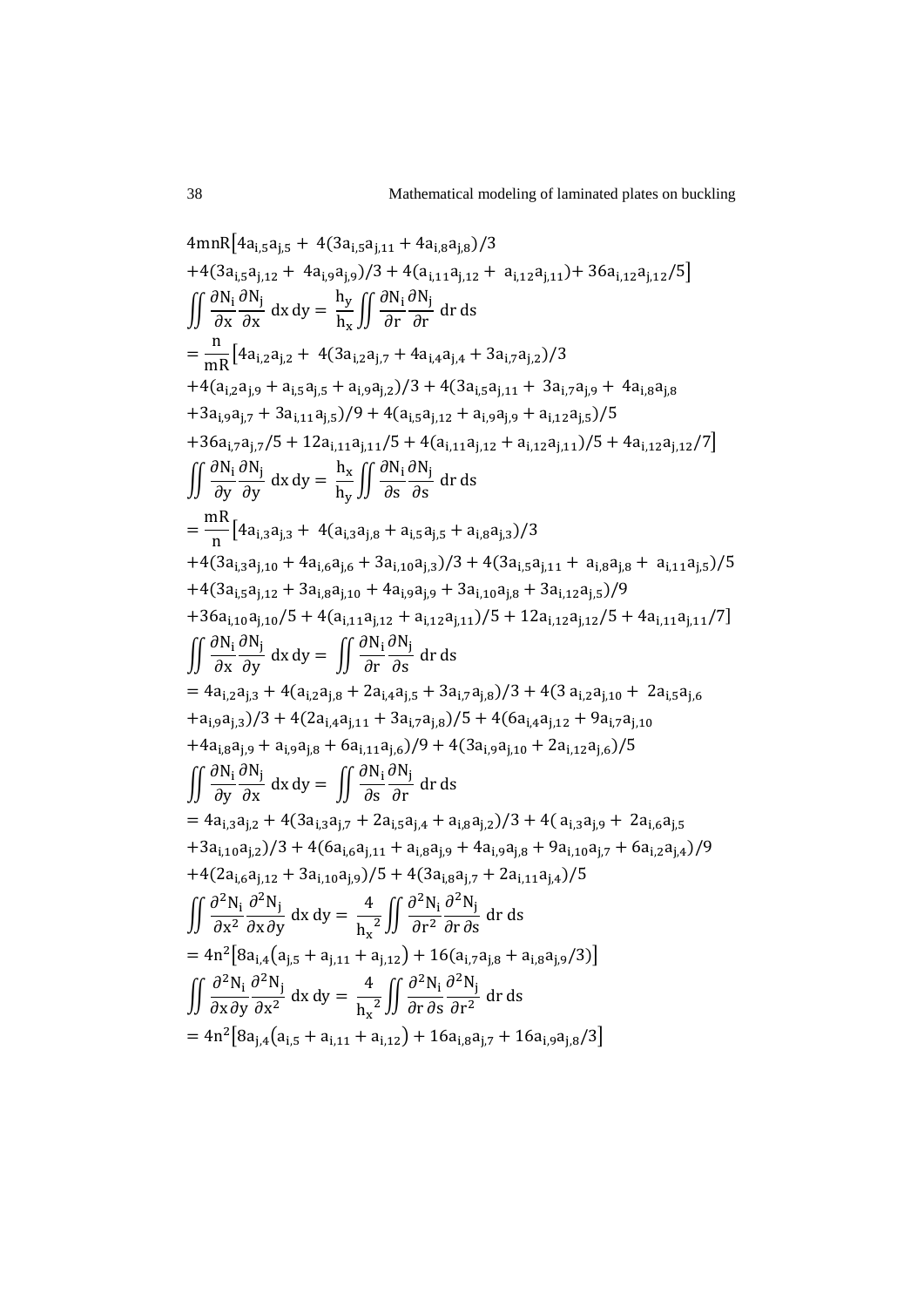$$4mnR\big[4a_{i,5}a_{j,5} + 4(3a_{i,5}a_{j,11} + 4a_{i,8}a_{j,8})/3$$

$$+4(3a_{i,5}a_{j,12} + 4a_{i,9}a_{j,9})/3 + 4(a_{i,11}a_{j,12} + a_{i,12}a_{j,11}) + 36a_{i,12}a_{j,12}/5\big]$$

$$\iint \frac{\partial N_i}{\partial x}\frac{\partial N_j}{\partial x}\,dx\,dy = \frac{h_y}{h_x}\iint \frac{\partial N_i}{\partial r}\frac{\partial N_j}{\partial r}\,dr\,ds$$

$$= \frac{n}{mR}\big[4a_{i,2}a_{j,2} + 4(3a_{i,2}a_{j,7} + 4a_{i,4}a_{j,4} + 3a_{i,7}a_{j,2})/3$$

$$+4(a_{i,2}a_{j,9} + a_{i,5}a_{j,5} + a_{i,9}a_{j,2})/3 + 4(3a_{i,5}a_{j,11} + 3a_{i,7}a_{j,9} + 4a_{i,8}a_{j,8}$$

$$+3a_{i,9}a_{j,7} + 3a_{i,11}a_{j,5})/9 + 4(a_{i,5}a_{j,12} + a_{i,9}a_{j,9} + a_{i,12}a_{j,5})/5$$

$$+36a_{i,7}a_{j,7}/5 + 12a_{i,11}a_{j,11}/5 + 4(a_{i,11}a_{j,12} + a_{i,12}a_{j,11})/5 + 4a_{i,12}a_{j,12}/7\big]$$

$$\iint \frac{\partial N_i}{\partial y}\frac{\partial N_j}{\partial y}\,dx\,dy = \frac{h_x}{h_y}\iint \frac{\partial N_i}{\partial s}\frac{\partial N_j}{\partial s}\,dr\,ds$$

$$= \frac{mR}{n}\big[4a_{i,3}a_{j,3} + 4(a_{i,3}a_{j,8} + a_{i,5}a_{j,5} + a_{i,8}a_{j,3})/3$$

$$+4(3a_{i,3}a_{j,10} + 4a_{i,6}a_{j,6} + 3a_{i,10}a_{j,3})/3 + 4(3a_{i,5}a_{j,11} + a_{i,8}a_{j,8} + a_{i,11}a_{j,5})/5$$

$$+4(3a_{i,5}a_{j,12} + 3a_{i,8}a_{j,10} + 4a_{i,9}a_{j,9} + 3a_{i,10}a_{j,8} + 3a_{i,12}a_{j,5})/9$$

$$+36a_{i,10}a_{j,10}/5 + 4(a_{i,11}a_{j,12} + a_{i,12}a_{j,11})/5 + 12a_{i,12}a_{j,12}/5 + 4a_{i,11}a_{j,11}/7\big]$$

$$\iint \frac{\partial N_i}{\partial x}\frac{\partial N_j}{\partial y}\,dx\,dy = \iint \frac{\partial N_i}{\partial r}\frac{\partial N_j}{\partial s}\,dr\,ds$$

$$= 4a_{i,2}a_{j,3} + 4(a_{i,2}a_{j,8} + 2a_{i,4}a_{j,5} + 3a_{i,7}a_{j,8})/3 + 4(3\,a_{i,2}a_{j,10} + 2a_{i,5}a_{j,6}$$

$$+a_{i,9}a_{j,3})/3 + 4(2a_{i,4}a_{j,11} + 3a_{i,7}a_{j,8})/5 + 4(6a_{i,4}a_{j,12} + 9a_{i,7}a_{j,10}$$

$$+4a_{i,8}a_{j,9} + a_{i,9}a_{j,8} + 6a_{i,11}a_{j,6})/9 + 4(3a_{i,9}a_{j,10} + 2a_{i,12}a_{j,6})/5$$

$$\iint \frac{\partial N_i}{\partial y}\frac{\partial N_j}{\partial x}\,dx\,dy = \iint \frac{\partial N_i}{\partial s}\frac{\partial N_j}{\partial r}\,dr\,ds$$

$$= 4a_{i,3}a_{j,2} + 4(3a_{i,3}a_{j,7} + 2a_{i,5}a_{j,4} + a_{i,8}a_{j,2})/3 + 4(\,a_{i,3}a_{j,9} + 2a_{i,6}a_{j,5}$$

$$+3a_{i,10}a_{j,2})/3 + 4(6a_{i,6}a_{j,11} + a_{i,8}a_{j,9} + 4a_{i,9}a_{j,8} + 9a_{i,10}a_{j,7} + 6a_{i,2}a_{j,4})/9$$

$$+4(2a_{i,6}a_{j,12} + 3a_{i,10}a_{j,9})/5 + 4(3a_{i,8}a_{j,7} + 2a_{i,11}a_{j,4})/5$$

$$\iint \frac{\partial^2 N_i}{\partial x^2}\frac{\partial^2 N_j}{\partial x\,\partial y}\,dx\,dy = \frac{4}{{h_x}^2}\iint \frac{\partial^2 N_i}{\partial r^2}\frac{\partial^2 N_j}{\partial r\,\partial s}\,dr\,ds$$

$$= 4n^2\big[8a_{i,4}\big(a_{j,5} + a_{j,11} + a_{j,12}\big) + 16(a_{i,7}a_{j,8} + a_{i,8}a_{j,9}/3)\big]$$

$$\iint \frac{\partial^2 N_i}{\partial x\,\partial y}\frac{\partial^2 N_j}{\partial x^2}\,dx\,dy = \frac{4}{{h_x}^2}\iint \frac{\partial^2 N_i}{\partial r\,\partial s}\frac{\partial^2 N_j}{\partial r^2}\,dr\,ds$$

$$= 4n^2\big[8a_{j,4}\big(a_{i,5} + a_{i,11} + a_{i,12}\big) + 16a_{i,8}a_{j,7} + 16a_{i,9}a_{j,8}/3\big]$$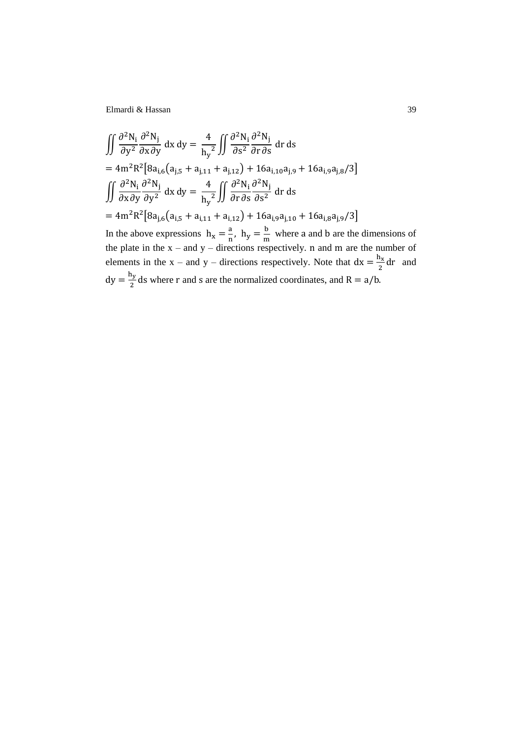$$\iint \frac{\partial^2 N_i}{\partial y^2}\frac{\partial^2 N_j}{\partial x \partial y}\, dx\, dy = \frac{4}{{h_y}^2}\iint \frac{\partial^2 N_i}{\partial s^2}\frac{\partial^2 N_j}{\partial r \partial s}\, dr\, ds$$

$$= 4m^2R^2\left[8a_{i,6}\left(a_{j,5} + a_{j,11} + a_{j,12}\right) + 16a_{i,10}a_{j,9} + 16a_{i,9}a_{j,8}/3\right]$$

$$\iint \frac{\partial^2 N_i}{\partial x \partial y}\frac{\partial^2 N_j}{\partial y^2}\, dx\, dy = \frac{4}{{h_y}^2}\iint \frac{\partial^2 N_i}{\partial r \partial s}\frac{\partial^2 N_j}{\partial s^2}\, dr\, ds$$

$$= 4m^2R^2\left[8a_{j,6}\left(a_{i,5} + a_{i,11} + a_{i,12}\right) + 16a_{i,9}a_{j,10} + 16a_{i,8}a_{j,9}/3\right]$$

In the above expressions $h_x = \frac{a}{n}$, $h_y = \frac{b}{m}$ where a and b are the dimensions of the plate in the x – and y – directions respectively. n and m are the number of elements in the x – and y – directions respectively. Note that $dx = \frac{h_x}{2}dr$ and $dy = \frac{h_y}{2}ds$ where r and s are the normalized coordinates, and $R = a/b$.